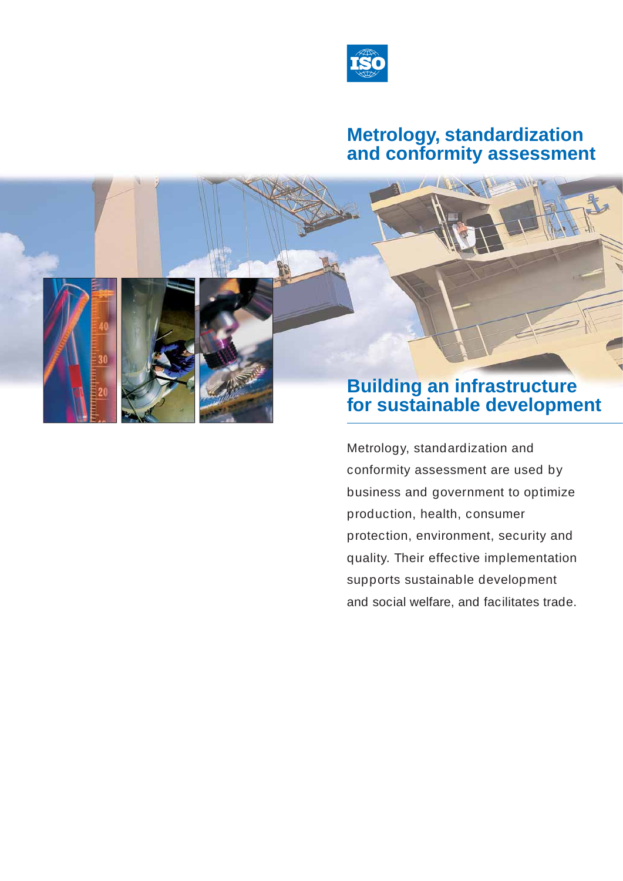# Metrology, standardization and conformity assessment

## Building an infrastructure for sustainable development

Metrology, standardization and conformity assessment are used by business and government to optimize production, health, consumer protection, environment, security and quality. Their effective implementation supports sustainable development and social welfare, and facilitates trade.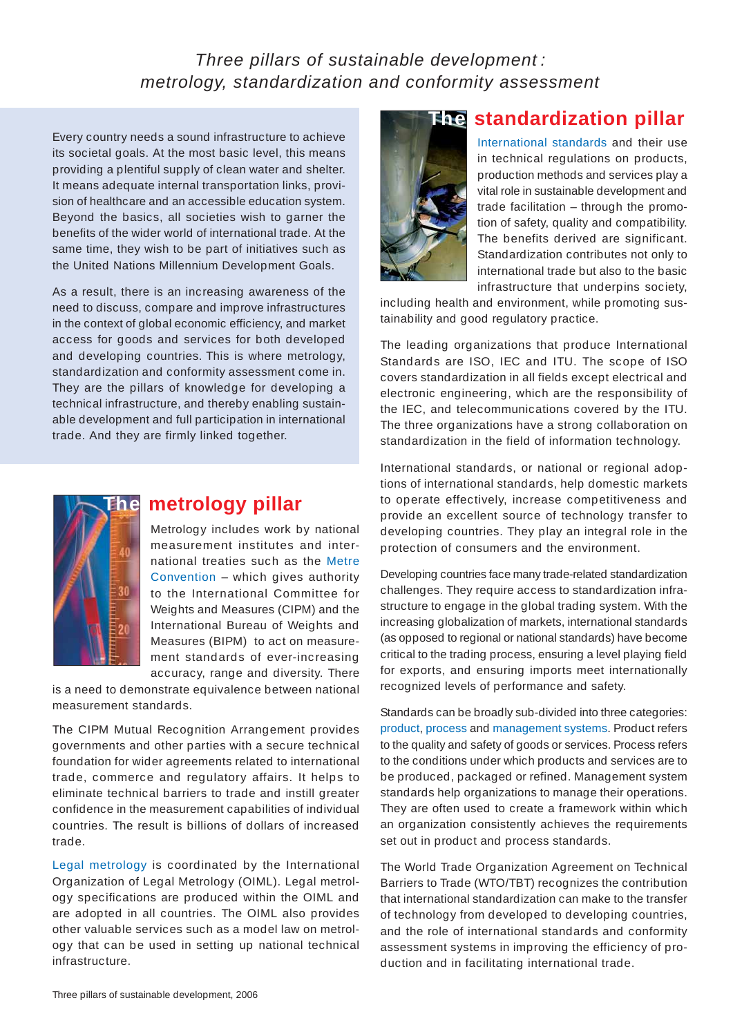*Three pillars of sustainable development : metrology, standardization and conformity assessment*

Every country needs a sound infrastructure to achieve its societal goals. At the most basic level, this means providing a plentiful supply of clean water and shelter. It means adequate internal transportation links, provision of healthcare and an accessible education system. Beyond the basics, all societies wish to garner the benefits of the wider world of international trade. At the same time, they wish to be part of initiatives such as the United Nations Millennium Development Goals.

As a result, there is an increasing awareness of the need to discuss, compare and improve infrastructures in the context of global economic efficiency, and market access for goods and services for both developed and developing countries. This is where metrology, standardization and conformity assessment come in. They are the pillars of knowledge for developing a technical infrastructure, and thereby enabling sustainable development and full participation in international trade. And they are firmly linked together.

## The metrology pillar

Metrology includes work by national measurement institutes and international treaties such as the Metre Convention – which gives authority to the International Committee for Weights and Measures (CIPM) and the International Bureau of Weights and Measures (BIPM) to act on measurement standards of ever-increasing accuracy, range and diversity. There is a need to demonstrate equivalence between national measurement standards.

The CIPM Mutual Recognition Arrangement provides governments and other parties with a secure technical foundation for wider agreements related to international trade, commerce and regulatory affairs. It helps to eliminate technical barriers to trade and instill greater confidence in the measurement capabilities of individual countries. The result is billions of dollars of increased trade.

Legal metrology is coordinated by the International Organization of Legal Metrology (OIML). Legal metrology specifications are produced within the OIML and are adopted in all countries. The OIML also provides other valuable services such as a model law on metrology that can be used in setting up national technical infrastructure.

## The standardization pillar

International standards and their use in technical regulations on products, production methods and services play a vital role in sustainable development and trade facilitation – through the promotion of safety, quality and compatibility. The benefits derived are significant. Standardization contributes not only to international trade but also to the basic infrastructure that underpins society, including health and environment, while promoting sustainability and good regulatory practice.

The leading organizations that produce International Standards are ISO, IEC and ITU. The scope of ISO covers standardization in all fields except electrical and electronic engineering, which are the responsibility of the IEC, and telecommunications covered by the ITU. The three organizations have a strong collaboration on standardization in the field of information technology.

International standards, or national or regional adoptions of international standards, help domestic markets to operate effectively, increase competitiveness and provide an excellent source of technology transfer to developing countries. They play an integral role in the protection of consumers and the environment.

Developing countries face many trade-related standardization challenges. They require access to standardization infrastructure to engage in the global trading system. With the increasing globalization of markets, international standards (as opposed to regional or national standards) have become critical to the trading process, ensuring a level playing field for exports, and ensuring imports meet internationally recognized levels of performance and safety.

Standards can be broadly sub-divided into three categories: product, process and management systems. Product refers to the quality and safety of goods or services. Process refers to the conditions under which products and services are to be produced, packaged or refined. Management system standards help organizations to manage their operations. They are often used to create a framework within which an organization consistently achieves the requirements set out in product and process standards.

The World Trade Organization Agreement on Technical Barriers to Trade (WTO/TBT) recognizes the contribution that international standardization can make to the transfer of technology from developed to developing countries, and the role of international standards and conformity assessment systems in improving the efficiency of production and in facilitating international trade.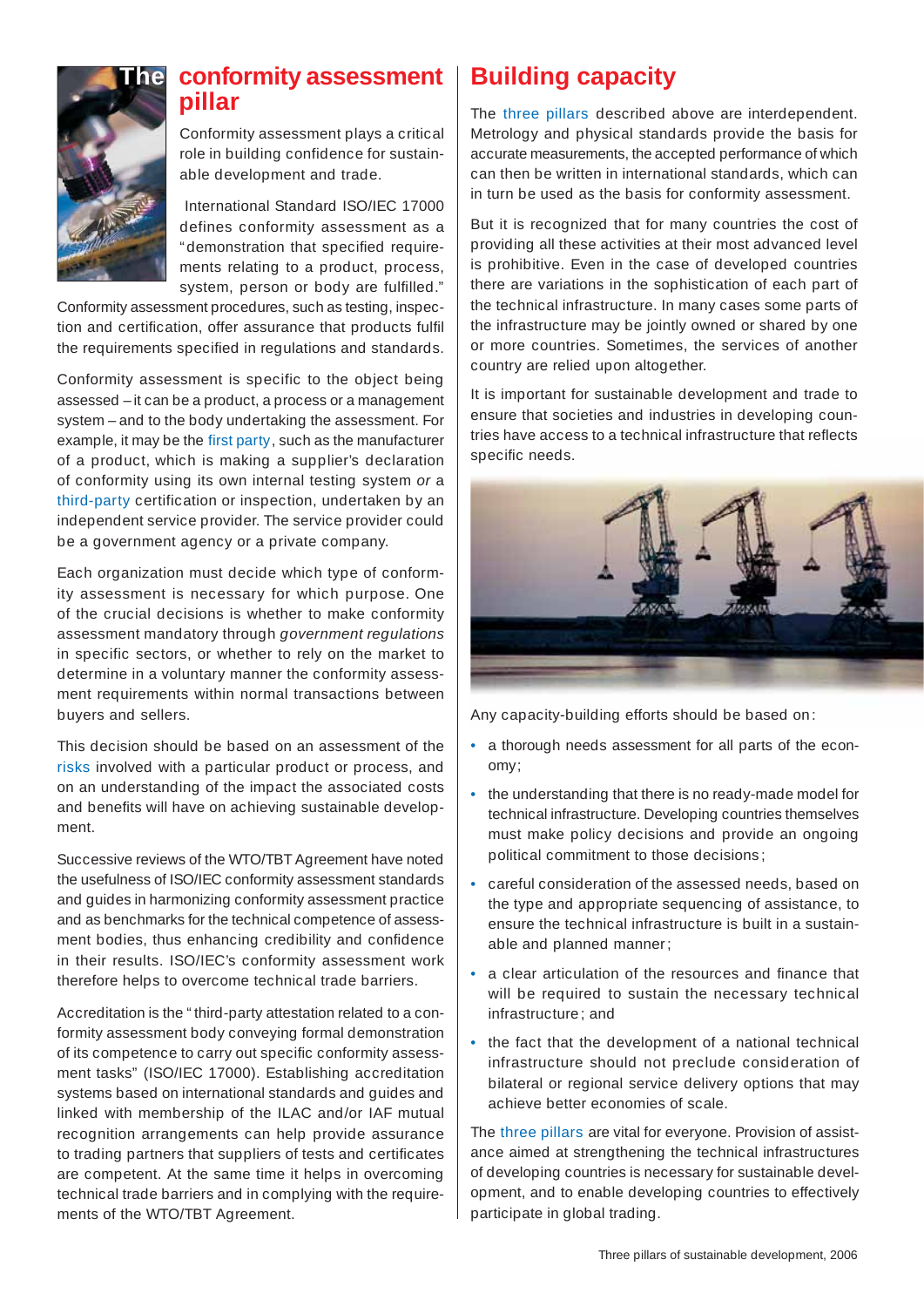# The conformity assessment pillar

Conformity assessment plays a critical role in building confidence for sustainable development and trade.

International Standard ISO/IEC 17000 defines conformity assessment as a "demonstration that specified requirements relating to a product, process, system, person or body are fulfilled." Conformity assessment procedures, such as testing, inspection and certification, offer assurance that products fulfil the requirements specified in regulations and standards.

Conformity assessment is specific to the object being assessed – it can be a product, a process or a management system – and to the body undertaking the assessment. For example, it may be the first party, such as the manufacturer of a product, which is making a supplier's declaration of conformity using its own internal testing system *or* a third-party certification or inspection, undertaken by an independent service provider. The service provider could be a government agency or a private company.

Each organization must decide which type of conformity assessment is necessary for which purpose. One of the crucial decisions is whether to make conformity assessment mandatory through *government regulations* in specific sectors, or whether to rely on the market to determine in a voluntary manner the conformity assessment requirements within normal transactions between buyers and sellers.

This decision should be based on an assessment of the risks involved with a particular product or process, and on an understanding of the impact the associated costs and benefits will have on achieving sustainable development.

Successive reviews of the WTO/TBT Agreement have noted the usefulness of ISO/IEC conformity assessment standards and guides in harmonizing conformity assessment practice and as benchmarks for the technical competence of assessment bodies, thus enhancing credibility and confidence in their results. ISO/IEC's conformity assessment work therefore helps to overcome technical trade barriers.

Accreditation is the "third-party attestation related to a conformity assessment body conveying formal demonstration of its competence to carry out specific conformity assessment tasks" (ISO/IEC 17000). Establishing accreditation systems based on international standards and guides and linked with membership of the ILAC and/or IAF mutual recognition arrangements can help provide assurance to trading partners that suppliers of tests and certificates are competent. At the same time it helps in overcoming technical trade barriers and in complying with the requirements of the WTO/TBT Agreement.

# Building capacity

The three pillars described above are interdependent. Metrology and physical standards provide the basis for accurate measurements, the accepted performance of which can then be written in international standards, which can in turn be used as the basis for conformity assessment.

But it is recognized that for many countries the cost of providing all these activities at their most advanced level is prohibitive. Even in the case of developed countries there are variations in the sophistication of each part of the technical infrastructure. In many cases some parts of the infrastructure may be jointly owned or shared by one or more countries. Sometimes, the services of another country are relied upon altogether.

It is important for sustainable development and trade to ensure that societies and industries in developing countries have access to a technical infrastructure that reflects specific needs.

Any capacity-building efforts should be based on:

- a thorough needs assessment for all parts of the economy;
- the understanding that there is no ready-made model for technical infrastructure. Developing countries themselves must make policy decisions and provide an ongoing political commitment to those decisions;
- careful consideration of the assessed needs, based on the type and appropriate sequencing of assistance, to ensure the technical infrastructure is built in a sustainable and planned manner;
- a clear articulation of the resources and finance that will be required to sustain the necessary technical infrastructure; and
- the fact that the development of a national technical infrastructure should not preclude consideration of bilateral or regional service delivery options that may achieve better economies of scale.

The three pillars are vital for everyone. Provision of assistance aimed at strengthening the technical infrastructures of developing countries is necessary for sustainable development, and to enable developing countries to effectively participate in global trading.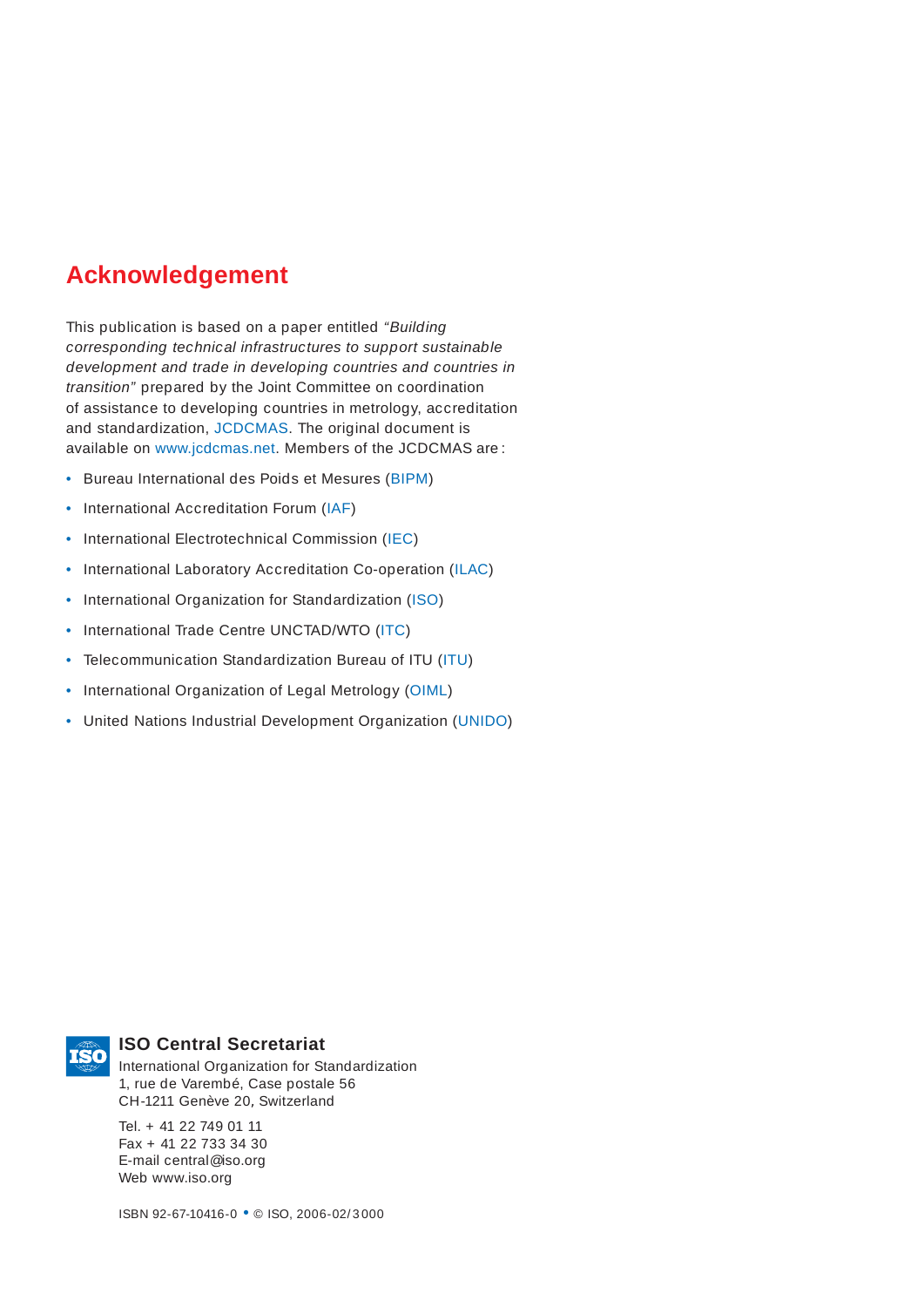## Acknowledgement

This publication is based on a paper entitled *"Building corresponding technical infrastructures to support sustainable development and trade in developing countries and countries in transition"* prepared by the Joint Committee on coordination of assistance to developing countries in metrology, accreditation and standardization, JCDCMAS. The original document is available on www.jcdcmas.net. Members of the JCDCMAS are :

- Bureau International des Poids et Mesures (BIPM)
- International Accreditation Forum (IAF)
- International Electrotechnical Commission (IEC)
- International Laboratory Accreditation Co-operation (ILAC)
- International Organization for Standardization (ISO)
- International Trade Centre UNCTAD/WTO (ITC)
- Telecommunication Standardization Bureau of ITU (ITU)
- International Organization of Legal Metrology (OIML)
- United Nations Industrial Development Organization (UNIDO)

**ISO Central Secretariat**

International Organization for Standardization
1, rue de Varembé, Case postale 56
CH-1211 Genève 20, Switzerland

Tel. + 41 22 749 01 11
Fax + 41 22 733 34 30
E-mail central@iso.org
Web www.iso.org

ISBN 92-67-10416-0 • © ISO, 2006-02/3000